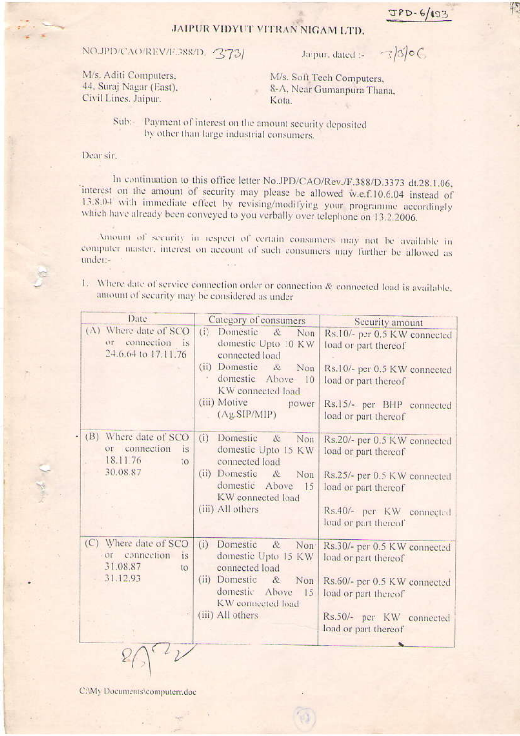JPD-6/193

# JAIPUR VIDYUT VITRAN NIGAM LTD.

NO.JPD/CAO/REV/F.388/D. 3731

Jaipur, dated :- 3/3/06

M/s. Aditi Computers,
44, Suraj Nagar (East),
Civil Lines, Jaipur.

M/s. Soft Tech Computers,
8-A, Near Gumanpura Thana,
Kota.

Sub:- Payment of interest on the amount security deposited by other than large industrial consumers.

Dear sir,

In continuation to this office letter No.JPD/CAO/Rev./F.388/D.3373 dt.28.1.06, interest on the amount of security may please be allowed w.e.f.10.6.04 instead of 13.8.04 with immediate effect by revising/modifying your programme accordingly which have already been conveyed to you verbally over telephone on 13.2.2006.

Amount of security in respect of certain consumers may not be available in computer master, interest on account of such consumers may further be allowed as under:-

1. Where date of service connection order or connection & connected load is available, amount of security may be considered as under

| Date | Category of consumers | Security amount |
|---|---|---|
| (A) Where date of SCO or connection is 24.6.64 to 17.11.76 | (i) Domestic & Non domestic Upto 10 KW connected load | Rs.10/- per 0.5 KW connected load or part thereof |
| | (ii) Domestic & Non domestic Above 10 KW connected load | Rs.10/- per 0.5 KW connected load or part thereof |
| | (iii) Motive power (Ag.SIP/MIP) | Rs.15/- per BHP connected load or part thereof |
| (B) Where date of SCO or connection is 18.11.76 to 30.08.87 | (i) Domestic & Non domestic Upto 15 KW connected load | Rs.20/- per 0.5 KW connected load or part thereof |
| | (ii) Domestic & Non domestic Above 15 KW connected load | Rs.25/- per 0.5 KW connected load or part thereof |
| | (iii) All others | Rs.40/- per KW connected load or part thereof |
| (C) Where date of SCO or connection is 31.08.87 to 31.12.93 | (i) Domestic & Non domestic Upto 15 KW connected load | Rs.30/- per 0.5 KW connected load or part thereof |
| | (ii) Domestic & Non domestic Above 15 KW connected load | Rs.60/- per 0.5 KW connected load or part thereof |
| | (iii) All others | Rs.50/- per KW connected load or part thereof |

C:\My Documents\computerr.doc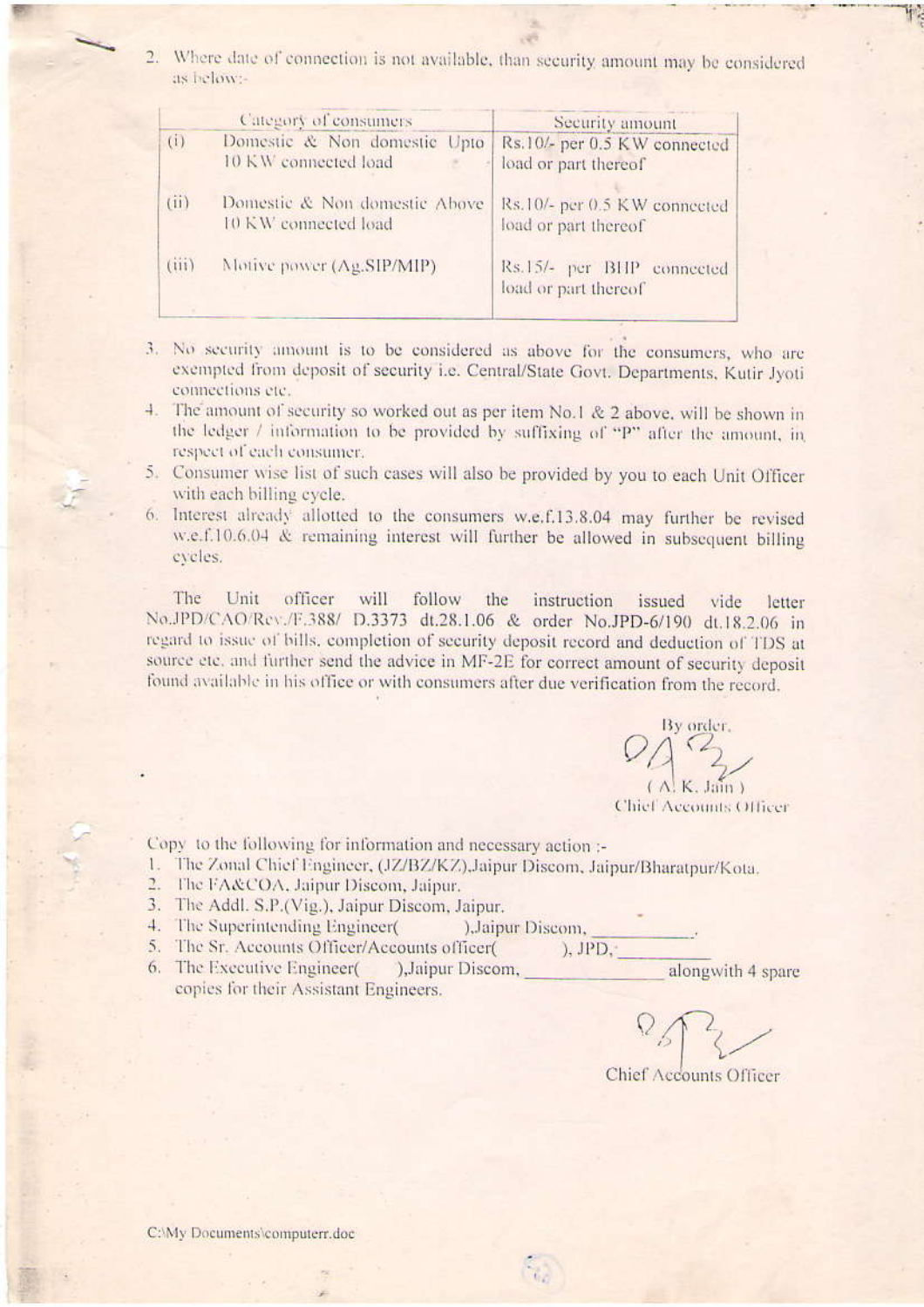2. Where date of connection is not available, than security amount may be considered as below:-

| | Category of consumers | Security amount |
|---|---|---|
| (i) | Domestic & Non domestic Upto 10 KW connected load | Rs.10/- per 0.5 KW connected load or part thereof |
| (ii) | Domestic & Non domestic Above 10 KW connected load | Rs.10/- per 0.5 KW connected load or part thereof |
| (iii) | Motive power (Ag.SIP/MIP) | Rs.15/- per BHP connected load or part thereof |

3. No security amount is to be considered as above for the consumers, who are exempted from deposit of security i.e. Central/State Govt. Departments, Kutir Jyoti connections etc.
4. The amount of security so worked out as per item No.1 & 2 above, will be shown in the ledger / information to be provided by suffixing of "P" after the amount, in respect of each consumer.
5. Consumer wise list of such cases will also be provided by you to each Unit Officer with each billing cycle.
6. Interest already allotted to the consumers w.e.f.13.8.04 may further be revised w.e.f.10.6.04 & remaining interest will further be allowed in subsequent billing cycles.

The Unit officer will follow the instruction issued vide letter No.JPD/CAO/Rev./F.388/ D.3373 dt.28.1.06 & order No.JPD-6/190 dt.18.2.06 in regard to issue of bills, completion of security deposit record and deduction of TDS at source etc. and further send the advice in MF-2E for correct amount of security deposit found available in his office or with consumers after due verification from the record.

By order,

( A. K. Jain )
Chief Accounts Officer

Copy to the following for information and necessary action :-

1. The Zonal Chief Engineer, (JZ/BZ/KZ),Jaipur Discom, Jaipur/Bharatpur/Kota.
2. The FA&COA, Jaipur Discom, Jaipur.
3. The Addl. S.P.(Vig.), Jaipur Discom, Jaipur.
4. The Superintending Engineer(          ),Jaipur Discom, __________.
5. The Sr. Accounts Officer/Accounts officer(          ), JPD, __________
6. The Executive Engineer(      ),Jaipur Discom, ______________ alongwith 4 spare copies for their Assistant Engineers.

Chief Accounts Officer

C:\My Documents\computerr.doc